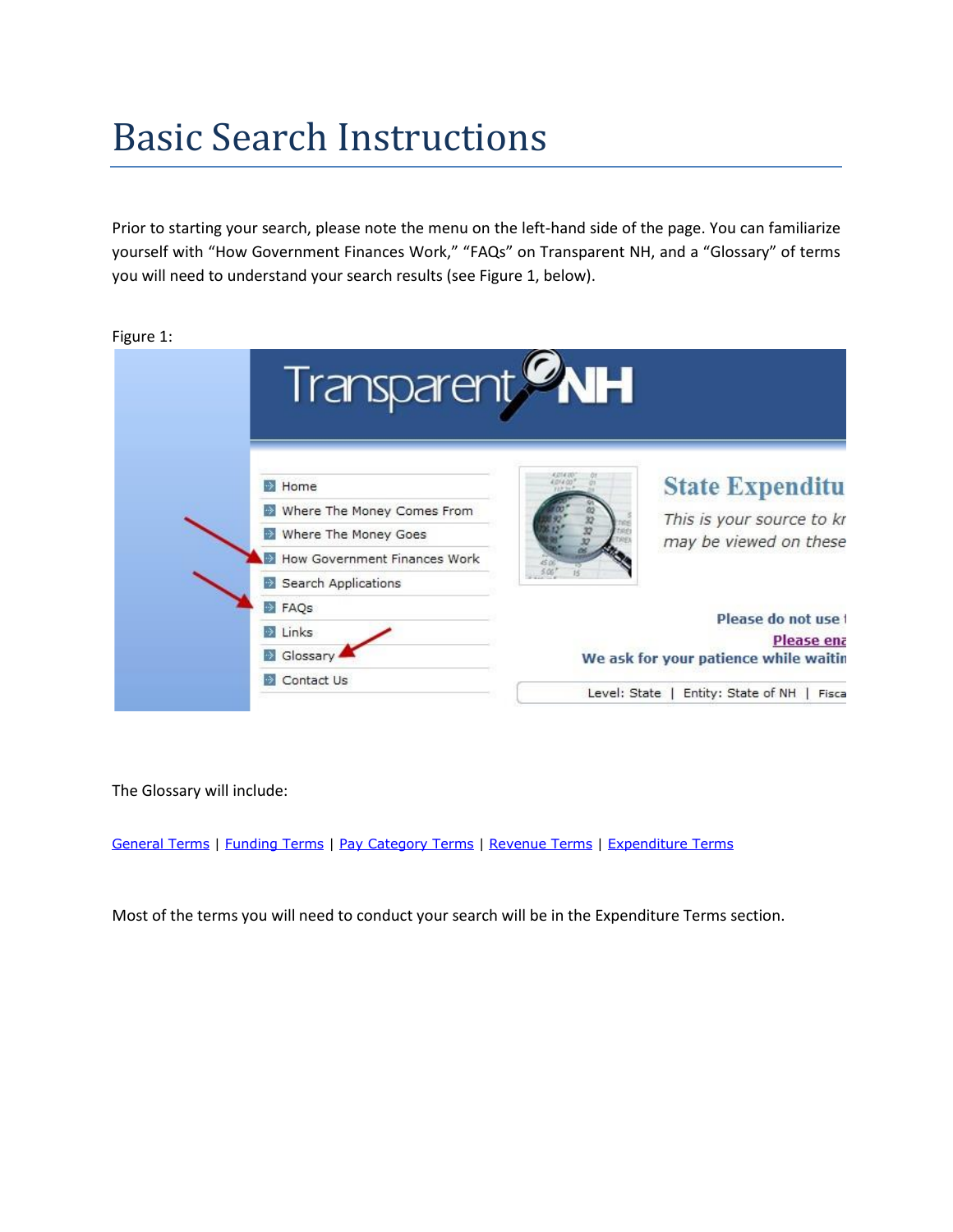# Basic Search Instructions

Prior to starting your search, please note the menu on the left-hand side of the page. You can familiarize yourself with "How Government Finances Work," "FAQs" on Transparent NH, and a "Glossary" of terms you will need to understand your search results (see Figure 1, below).

Figure 1:

The Glossary will include:

General Terms | Funding Terms | Pay Category Terms | Revenue Terms | Expenditure Terms

Most of the terms you will need to conduct your search will be in the Expenditure Terms section.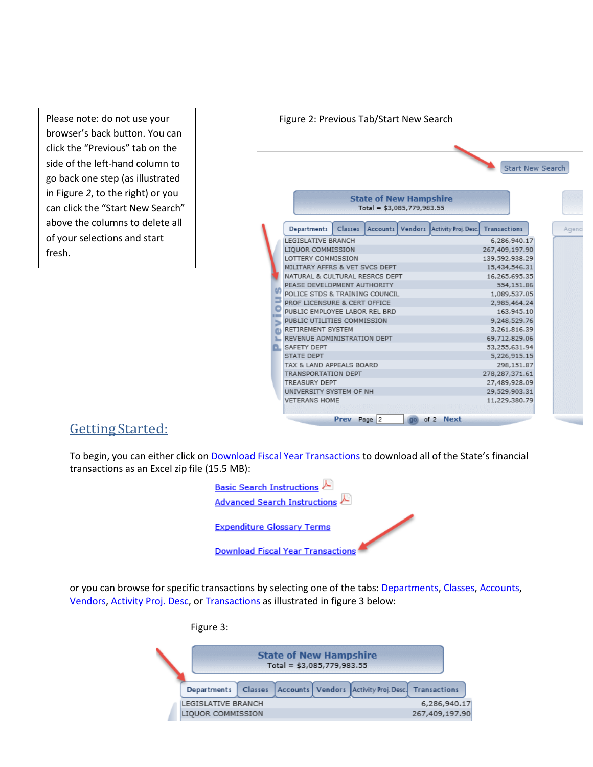Please note: do not use your browser's back button. You can click the "Previous" tab on the side of the left-hand column to go back one step (as illustrated in Figure *2*, to the right) or you can click the "Start New Search" above the columns to delete all of your selections and start fresh.

Figure 2: Previous Tab/Start New Search

Start New Search

**State of New Hampshire**
Total = $3,085,779,983.55

Departments | Classes | Accounts | Vendors | Activity Proj. Desc. | Transactions

| Department | Amount |
|---|---|
| LEGISLATIVE BRANCH | 6,286,940.17 |
| LIQUOR COMMISSION | 267,409,197.90 |
| LOTTERY COMMISSION | 139,592,938.29 |
| MILITARY AFFRS & VET SVCS DEPT | 15,434,546.31 |
| NATURAL & CULTURAL RESRCS DEPT | 16,265,695.35 |
| PEASE DEVELOPMENT AUTHORITY | 554,151.86 |
| POLICE STDS & TRAINING COUNCIL | 1,089,537.05 |
| PROF LICENSURE & CERT OFFICE | 2,985,464.24 |
| PUBLIC EMPLOYEE LABOR REL BRD | 163,945.10 |
| PUBLIC UTILITIES COMMISSION | 9,248,529.76 |
| RETIREMENT SYSTEM | 3,261,816.39 |
| REVENUE ADMINISTRATION DEPT | 69,712,829.06 |
| SAFETY DEPT | 53,255,631.94 |
| STATE DEPT | 5,226,915.15 |
| TAX & LAND APPEALS BOARD | 298,151.87 |
| TRANSPORTATION DEPT | 278,287,371.61 |
| TREASURY DEPT | 27,489,928.09 |
| UNIVERSITY SYSTEM OF NH | 29,529,903.31 |
| VETERANS HOME | 11,229,380.79 |

Prev Page 2 go of 2 Next

## Getting Started:

To begin, you can either click on Download Fiscal Year Transactions to download all of the State's financial transactions as an Excel zip file (15.5 MB):

Basic Search Instructions

Advanced Search Instructions

Expenditure Glossary Terms

Download Fiscal Year Transactions

or you can browse for specific transactions by selecting one of the tabs: Departments, Classes, Accounts, Vendors, Activity Proj. Desc, or Transactions as illustrated in figure 3 below:

Figure 3:

**State of New Hampshire**
Total = $3,085,779,983.55

Departments | Classes | Accounts | Vendors | Activity Proj. Desc. | Transactions

| Department | Amount |
|---|---|
| LEGISLATIVE BRANCH | 6,286,940.17 |
| LIQUOR COMMISSION | 267,409,197.90 |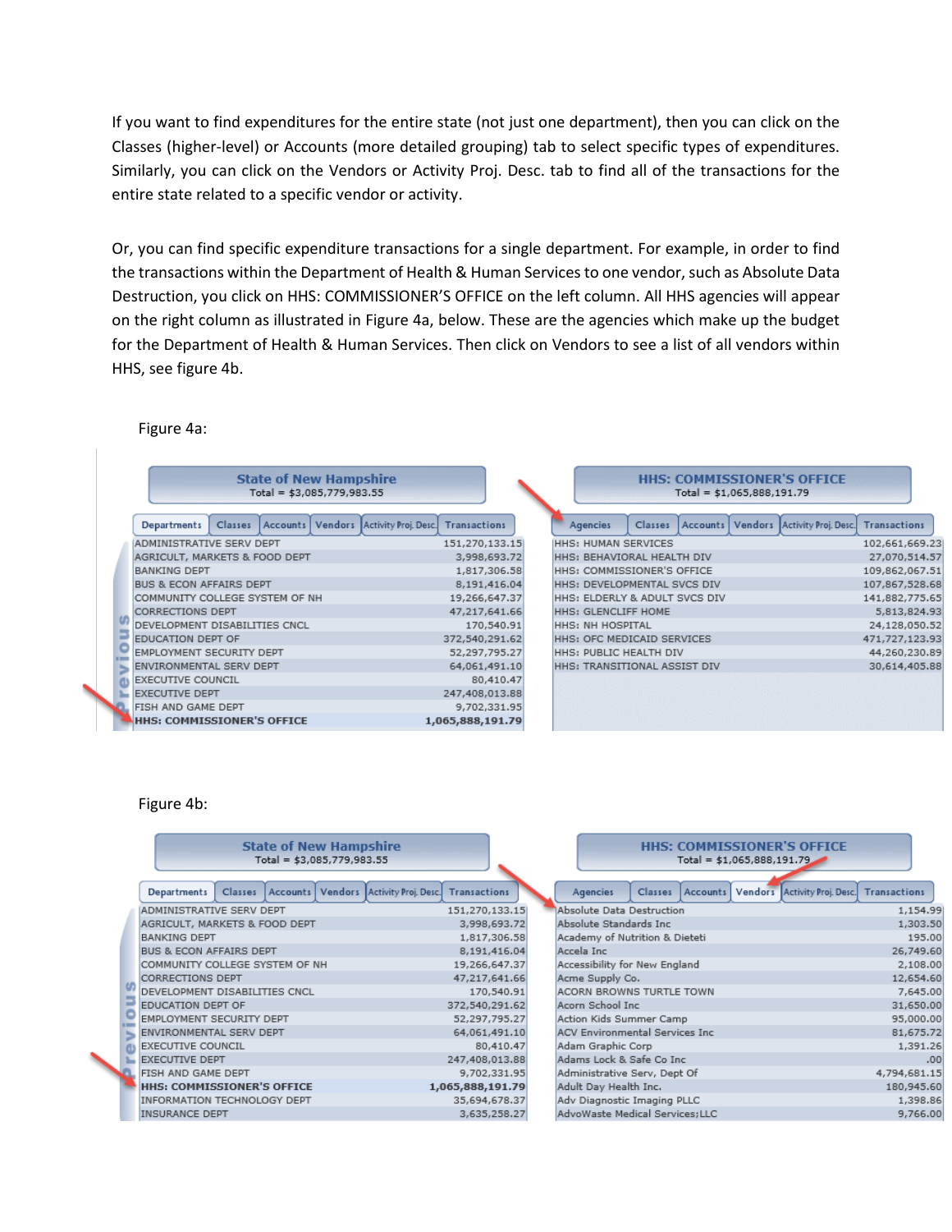If you want to find expenditures for the entire state (not just one department), then you can click on the Classes (higher-level) or Accounts (more detailed grouping) tab to select specific types of expenditures. Similarly, you can click on the Vendors or Activity Proj. Desc. tab to find all of the transactions for the entire state related to a specific vendor or activity.

Or, you can find specific expenditure transactions for a single department. For example, in order to find the transactions within the Department of Health & Human Services to one vendor, such as Absolute Data Destruction, you click on HHS: COMMISSIONER'S OFFICE on the left column. All HHS agencies will appear on the right column as illustrated in Figure 4a, below. These are the agencies which make up the budget for the Department of Health & Human Services. Then click on Vendors to see a list of all vendors within HHS, see figure 4b.

Figure 4a:

**State of New Hampshire**
Total = $3,085,779,983.55

Departments | Classes | Accounts | Vendors | Activity Proj. Desc. | Transactions

| Department | Amount |
|---|---|
| ADMINISTRATIVE SERV DEPT | 151,270,133.15 |
| AGRICULT, MARKETS & FOOD DEPT | 3,998,693.72 |
| BANKING DEPT | 1,817,306.58 |
| BUS & ECON AFFAIRS DEPT | 8,191,416.04 |
| COMMUNITY COLLEGE SYSTEM OF NH | 19,266,647.37 |
| CORRECTIONS DEPT | 47,217,641.66 |
| DEVELOPMENT DISABILITIES CNCL | 170,540.91 |
| EDUCATION DEPT OF | 372,540,291.62 |
| EMPLOYMENT SECURITY DEPT | 52,297,795.27 |
| ENVIRONMENTAL SERV DEPT | 64,061,491.10 |
| EXECUTIVE COUNCIL | 80,410.47 |
| EXECUTIVE DEPT | 247,408,013.88 |
| FISH AND GAME DEPT | 9,702,331.95 |
| **HHS: COMMISSIONER'S OFFICE** | **1,065,888,191.79** |

**HHS: COMMISSIONER'S OFFICE**
Total = $1,065,888,191.79

Agencies | Classes | Accounts | Vendors | Activity Proj. Desc. | Transactions

| Agency | Amount |
|---|---|
| HHS: HUMAN SERVICES | 102,661,669.23 |
| HHS: BEHAVIORAL HEALTH DIV | 27,070,514.57 |
| HHS: COMMISSIONER'S OFFICE | 109,862,067.51 |
| HHS: DEVELOPMENTAL SVCS DIV | 107,867,528.68 |
| HHS: ELDERLY & ADULT SVCS DIV | 141,882,775.65 |
| HHS: GLENCLIFF HOME | 5,813,824.93 |
| HHS: NH HOSPITAL | 24,128,050.52 |
| HHS: OFC MEDICAID SERVICES | 471,727,123.93 |
| HHS: PUBLIC HEALTH DIV | 44,260,230.89 |
| HHS: TRANSITIONAL ASSIST DIV | 30,614,405.88 |

Figure 4b:

**State of New Hampshire**
Total = $3,085,779,983.55

Departments | Classes | Accounts | Vendors | Activity Proj. Desc. | Transactions

| Department | Amount |
|---|---|
| ADMINISTRATIVE SERV DEPT | 151,270,133.15 |
| AGRICULT, MARKETS & FOOD DEPT | 3,998,693.72 |
| BANKING DEPT | 1,817,306.58 |
| BUS & ECON AFFAIRS DEPT | 8,191,416.04 |
| COMMUNITY COLLEGE SYSTEM OF NH | 19,266,647.37 |
| CORRECTIONS DEPT | 47,217,641.66 |
| DEVELOPMENT DISABILITIES CNCL | 170,540.91 |
| EDUCATION DEPT OF | 372,540,291.62 |
| EMPLOYMENT SECURITY DEPT | 52,297,795.27 |
| ENVIRONMENTAL SERV DEPT | 64,061,491.10 |
| EXECUTIVE COUNCIL | 80,410.47 |
| EXECUTIVE DEPT | 247,408,013.88 |
| FISH AND GAME DEPT | 9,702,331.95 |
| **HHS: COMMISSIONER'S OFFICE** | **1,065,888,191.79** |
| INFORMATION TECHNOLOGY DEPT | 35,694,678.37 |
| INSURANCE DEPT | 3,635,258.27 |

**HHS: COMMISSIONER'S OFFICE**
Total = $1,065,888,191.79

Agencies | Classes | Accounts | Vendors | Activity Proj. Desc. | Transactions

| Vendor | Amount |
|---|---|
| Absolute Data Destruction | 1,154.99 |
| Absolute Standards Inc | 1,303.50 |
| Academy of Nutrition & Dieteti | 195.00 |
| Accela Inc | 26,749.60 |
| Accessibility for New England | 2,108.00 |
| Acme Supply Co. | 12,654.60 |
| ACORN BROWNS TURTLE TOWN | 7,645.00 |
| Acorn School Inc | 31,650.00 |
| Action Kids Summer Camp | 95,000.00 |
| ACV Environmental Services Inc | 81,675.72 |
| Adam Graphic Corp | 1,391.26 |
| Adams Lock & Safe Co Inc | .00 |
| Administrative Serv, Dept Of | 4,794,681.15 |
| Adult Day Health Inc. | 180,945.60 |
| Adv Diagnostic Imaging PLLC | 1,398.86 |
| AdvoWaste Medical Services;LLC | 9,766.00 |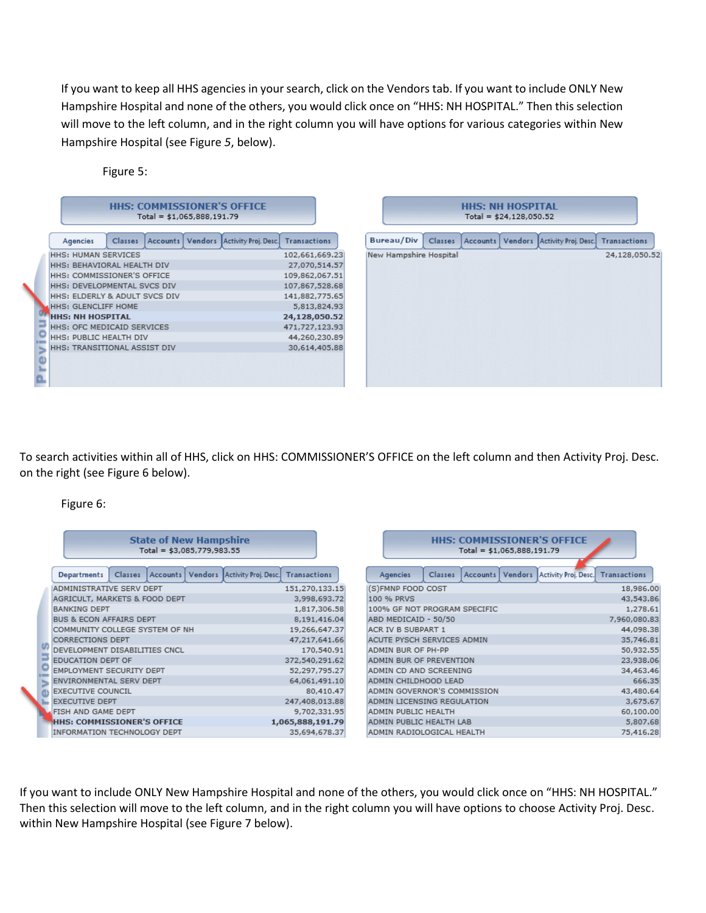If you want to keep all HHS agencies in your search, click on the Vendors tab. If you want to include ONLY New Hampshire Hospital and none of the others, you would click once on “HHS: NH HOSPITAL.” Then this selection will move to the left column, and in the right column you will have options for various categories within New Hampshire Hospital (see Figure *5*, below).

Figure 5:

**HHS: COMMISSIONER'S OFFICE**
Total = $1,065,888,191.79

Agencies | Classes | Accounts | Vendors | Activity Proj. Desc. | Transactions

| Agencies | Amount |
|---|---|
| HHS: HUMAN SERVICES | 102,661,669.23 |
| HHS: BEHAVIORAL HEALTH DIV | 27,070,514.57 |
| HHS: COMMISSIONER'S OFFICE | 109,862,067.51 |
| HHS: DEVELOPMENTAL SVCS DIV | 107,867,528.68 |
| HHS: ELDERLY & ADULT SVCS DIV | 141,882,775.65 |
| HHS: GLENCLIFF HOME | 5,813,824.93 |
| **HHS: NH HOSPITAL** | **24,128,050.52** |
| HHS: OFC MEDICAID SERVICES | 471,727,123.93 |
| HHS: PUBLIC HEALTH DIV | 44,260,230.89 |
| HHS: TRANSITIONAL ASSIST DIV | 30,614,405.88 |

**HHS: NH HOSPITAL**
Total = $24,128,050.52

Bureau/Div | Classes | Accounts | Vendors | Activity Proj. Desc. | Transactions

| Bureau/Div | Amount |
|---|---|
| New Hampshire Hospital | 24,128,050.52 |

To search activities within all of HHS, click on HHS: COMMISSIONER’S OFFICE on the left column and then Activity Proj. Desc. on the right (see Figure 6 below).

Figure 6:

**State of New Hampshire**
Total = $3,085,779,983.55

Departments | Classes | Accounts | Vendors | Activity Proj. Desc. | Transactions

| Departments | Amount |
|---|---|
| ADMINISTRATIVE SERV DEPT | 151,270,133.15 |
| AGRICULT, MARKETS & FOOD DEPT | 3,998,693.72 |
| BANKING DEPT | 1,817,306.58 |
| BUS & ECON AFFAIRS DEPT | 8,191,416.04 |
| COMMUNITY COLLEGE SYSTEM OF NH | 19,266,647.37 |
| CORRECTIONS DEPT | 47,217,641.66 |
| DEVELOPMENT DISABILITIES CNCL | 170,540.91 |
| EDUCATION DEPT OF | 372,540,291.62 |
| EMPLOYMENT SECURITY DEPT | 52,297,795.27 |
| ENVIRONMENTAL SERV DEPT | 64,061,491.10 |
| EXECUTIVE COUNCIL | 80,410.47 |
| EXECUTIVE DEPT | 247,408,013.88 |
| FISH AND GAME DEPT | 9,702,331.95 |
| **HHS: COMMISSIONER'S OFFICE** | **1,065,888,191.79** |
| INFORMATION TECHNOLOGY DEPT | 35,694,678.37 |

**HHS: COMMISSIONER'S OFFICE**
Total = $1,065,888,191.79

Agencies | Classes | Accounts | Vendors | Activity Proj. Desc. | Transactions

| Activity Proj. Desc. | Amount |
|---|---|
| (S)FMNP FOOD COST | 18,986.00 |
| 100 % PRVS | 43,543.86 |
| 100% GF NOT PROGRAM SPECIFIC | 1,278.61 |
| ABD MEDICAID - 50/50 | 7,960,080.83 |
| ACR IV B SUBPART 1 | 44,098.38 |
| ACUTE PYSCH SERVICES ADMIN | 35,746.81 |
| ADMIN BUR OF PH-PP | 50,932.55 |
| ADMIN BUR OF PREVENTION | 23,938.06 |
| ADMIN CD AND SCREENING | 34,463.46 |
| ADMIN CHILDHOOD LEAD | 666.35 |
| ADMIN GOVERNOR'S COMMISSION | 43,480.64 |
| ADMIN LICENSING REGULATION | 3,675.67 |
| ADMIN PUBLIC HEALTH | 60,100.00 |
| ADMIN PUBLIC HEALTH LAB | 5,807.68 |
| ADMIN RADIOLOGICAL HEALTH | 75,416.28 |

If you want to include ONLY New Hampshire Hospital and none of the others, you would click once on “HHS: NH HOSPITAL.” Then this selection will move to the left column, and in the right column you will have options to choose Activity Proj. Desc. within New Hampshire Hospital (see Figure 7 below).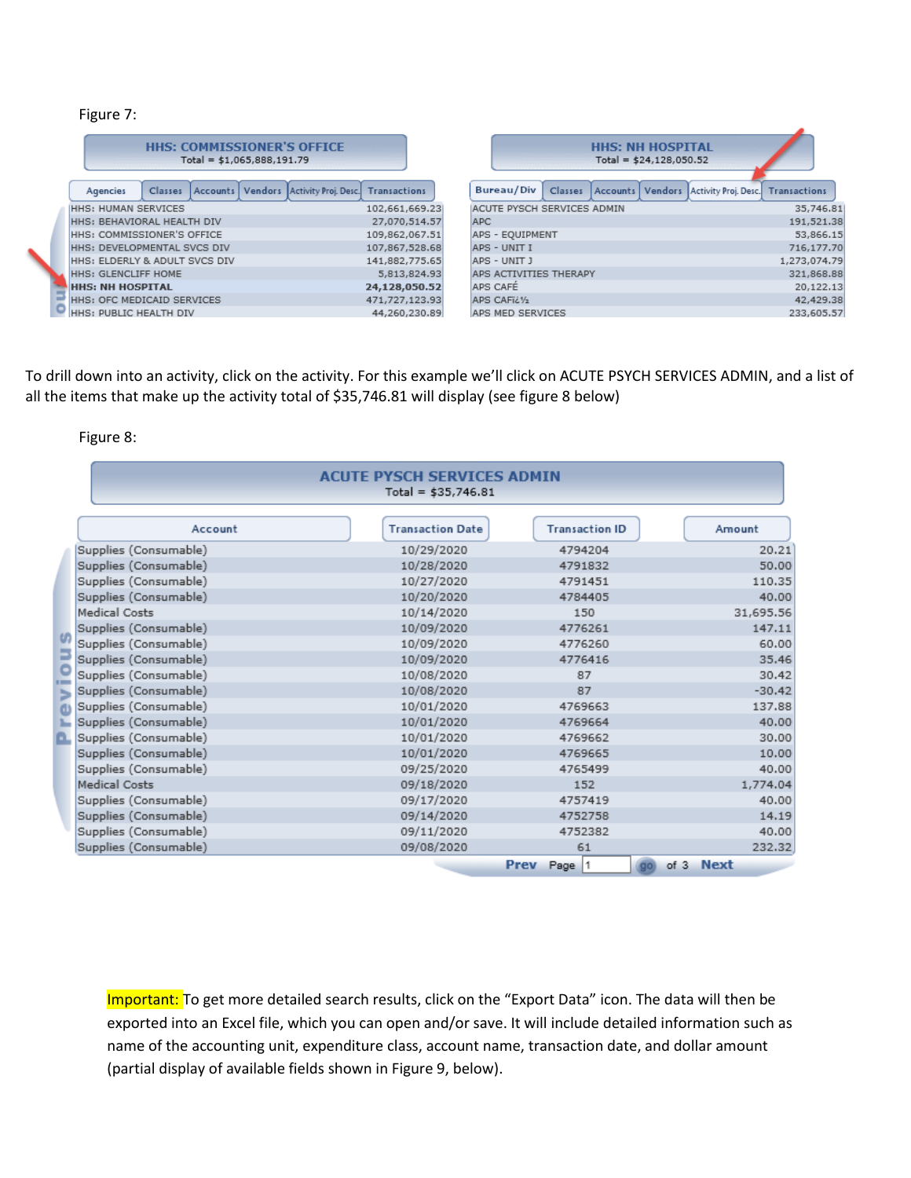Figure 7:

**HHS: COMMISSIONER'S OFFICE**
Total = $1,065,888,191.79

| Agencies | Classes | Accounts | Vendors | Activity Proj. Desc. | Transactions |
|---|---|---|---|---|---|

| Agency | Amount |
|---|---|
| HHS: HUMAN SERVICES | 102,661,669.23 |
| HHS: BEHAVIORAL HEALTH DIV | 27,070,514.57 |
| HHS: COMMISSIONER'S OFFICE | 109,862,067.51 |
| HHS: DEVELOPMENTAL SVCS DIV | 107,867,528.68 |
| HHS: ELDERLY & ADULT SVCS DIV | 141,882,775.65 |
| HHS: GLENCLIFF HOME | 5,813,824.93 |
| **HHS: NH HOSPITAL** | **24,128,050.52** |
| HHS: OFC MEDICAID SERVICES | 471,727,123.93 |
| HHS: PUBLIC HEALTH DIV | 44,260,230.89 |

**HHS: NH HOSPITAL**
Total = $24,128,050.52

| Bureau/Div | Classes | Accounts | Vendors | Activity Proj. Desc. | Transactions |
|---|---|---|---|---|---|

| Activity | Amount |
|---|---|
| ACUTE PYSCH SERVICES ADMIN | 35,746.81 |
| APC | 191,521.38 |
| APS - EQUIPMENT | 53,866.15 |
| APS - UNIT I | 716,177.70 |
| APS - UNIT J | 1,273,074.79 |
| APS ACTIVITIES THERAPY | 321,868.88 |
| APS CAFÉ | 20,122.13 |
| APS CAFï¿½ | 42,429.38 |
| APS MED SERVICES | 233,605.57 |

To drill down into an activity, click on the activity. For this example we'll click on ACUTE PSYCH SERVICES ADMIN, and a list of all the items that make up the activity total of $35,746.81 will display (see figure 8 below)

Figure 8:

**ACUTE PYSCH SERVICES ADMIN**
Total = $35,746.81

| Account | Transaction Date | Transaction ID | Amount |
|---|---|---|---|
| Supplies (Consumable) | 10/29/2020 | 4794204 | 20.21 |
| Supplies (Consumable) | 10/28/2020 | 4791832 | 50.00 |
| Supplies (Consumable) | 10/27/2020 | 4791451 | 110.35 |
| Supplies (Consumable) | 10/20/2020 | 4784405 | 40.00 |
| Medical Costs | 10/14/2020 | 150 | 31,695.56 |
| Supplies (Consumable) | 10/09/2020 | 4776261 | 147.11 |
| Supplies (Consumable) | 10/09/2020 | 4776260 | 60.00 |
| Supplies (Consumable) | 10/09/2020 | 4776416 | 35.46 |
| Supplies (Consumable) | 10/08/2020 | 87 | 30.42 |
| Supplies (Consumable) | 10/08/2020 | 87 | -30.42 |
| Supplies (Consumable) | 10/01/2020 | 4769663 | 137.88 |
| Supplies (Consumable) | 10/01/2020 | 4769664 | 40.00 |
| Supplies (Consumable) | 10/01/2020 | 4769662 | 30.00 |
| Supplies (Consumable) | 10/01/2020 | 4769665 | 10.00 |
| Supplies (Consumable) | 09/25/2020 | 4765499 | 40.00 |
| Medical Costs | 09/18/2020 | 152 | 1,774.04 |
| Supplies (Consumable) | 09/17/2020 | 4757419 | 40.00 |
| Supplies (Consumable) | 09/14/2020 | 4752758 | 14.19 |
| Supplies (Consumable) | 09/11/2020 | 4752382 | 40.00 |
| Supplies (Consumable) | 09/08/2020 | 61 | 232.32 |

Prev Page 1 go of 3 Next

Important: To get more detailed search results, click on the "Export Data" icon. The data will then be exported into an Excel file, which you can open and/or save. It will include detailed information such as name of the accounting unit, expenditure class, account name, transaction date, and dollar amount (partial display of available fields shown in Figure 9, below).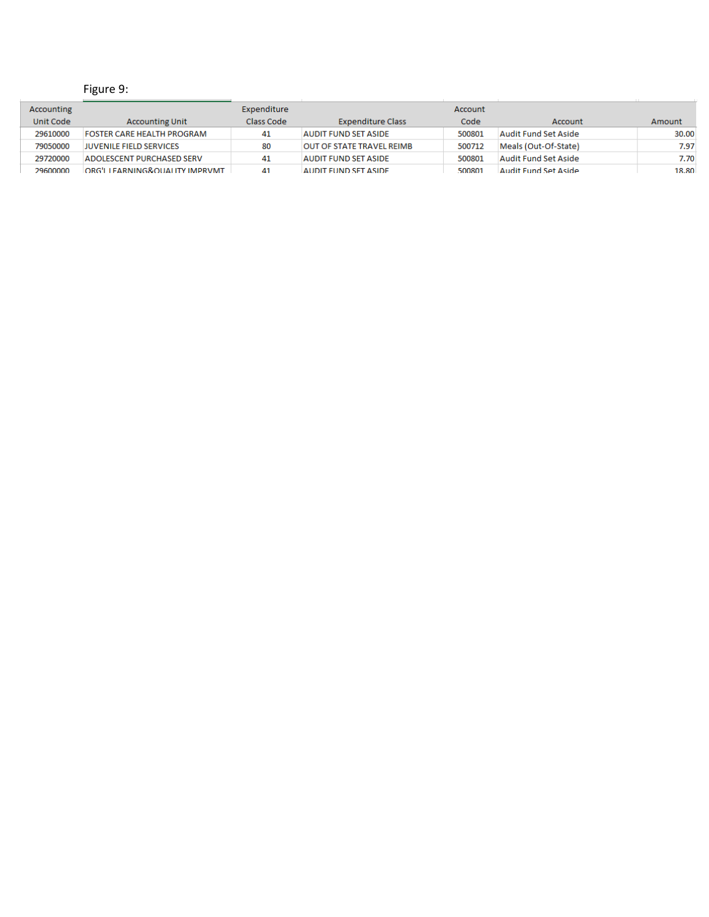Figure 9:

| Accounting Unit Code | Accounting Unit | Expenditure Class Code | Expenditure Class | Account Code | Account | Amount |
|---|---|---|---|---|---|---|
| 29610000 | FOSTER CARE HEALTH PROGRAM | 41 | AUDIT FUND SET ASIDE | 500801 | Audit Fund Set Aside | 30.00 |
| 79050000 | JUVENILE FIELD SERVICES | 80 | OUT OF STATE TRAVEL REIMB | 500712 | Meals (Out-Of-State) | 7.97 |
| 29720000 | ADOLESCENT PURCHASED SERV | 41 | AUDIT FUND SET ASIDE | 500801 | Audit Fund Set Aside | 7.70 |
| 29600000 | ORG'L LEARNING&QUALITY IMPRVMT | 41 | AUDIT FUND SET ASIDE | 500801 | Audit Fund Set Aside | 18.80 |